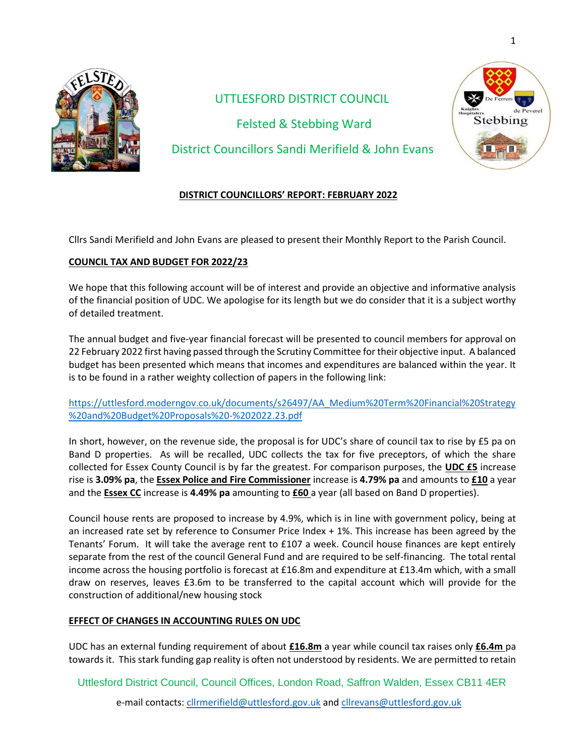UTTLESFORD DISTRICT COUNCIL

Felsted & Stebbing Ward

District Councillors Sandi Merifield & John Evans

## DISTRICT COUNCILLORS' REPORT: FEBRUARY 2022

Cllrs Sandi Merifield and John Evans are pleased to present their Monthly Report to the Parish Council.

### COUNCIL TAX AND BUDGET FOR 2022/23

We hope that this following account will be of interest and provide an objective and informative analysis of the financial position of UDC. We apologise for its length but we do consider that it is a subject worthy of detailed treatment.

The annual budget and five-year financial forecast will be presented to council members for approval on 22 February 2022 first having passed through the Scrutiny Committee for their objective input. A balanced budget has been presented which means that incomes and expenditures are balanced within the year. It is to be found in a rather weighty collection of papers in the following link:

https://uttlesford.moderngov.co.uk/documents/s26497/AA_Medium%20Term%20Financial%20Strategy%20and%20Budget%20Proposals%20-%202022.23.pdf

In short, however, on the revenue side, the proposal is for UDC's share of council tax to rise by £5 pa on Band D properties. As will be recalled, UDC collects the tax for five preceptors, of which the share collected for Essex County Council is by far the greatest. For comparison purposes, the **UDC £5** increase rise is **3.09% pa**, the **Essex Police and Fire Commissioner** increase is **4.79% pa** and amounts to **£10** a year and the **Essex CC** increase is **4.49% pa** amounting to **£60** a year (all based on Band D properties).

Council house rents are proposed to increase by 4.9%, which is in line with government policy, being at an increased rate set by reference to Consumer Price Index + 1%. This increase has been agreed by the Tenants' Forum. It will take the average rent to £107 a week. Council house finances are kept entirely separate from the rest of the council General Fund and are required to be self-financing. The total rental income across the housing portfolio is forecast at £16.8m and expenditure at £13.4m which, with a small draw on reserves, leaves £3.6m to be transferred to the capital account which will provide for the construction of additional/new housing stock

### EFFECT OF CHANGES IN ACCOUNTING RULES ON UDC

UDC has an external funding requirement of about **£16.8m** a year while council tax raises only **£6.4m** pa towards it. This stark funding gap reality is often not understood by residents. We are permitted to retain

Uttlesford District Council, Council Offices, London Road, Saffron Walden, Essex CB11 4ER

e-mail contacts: cllrmerifield@uttlesford.gov.uk and cllrevans@uttlesford.gov.uk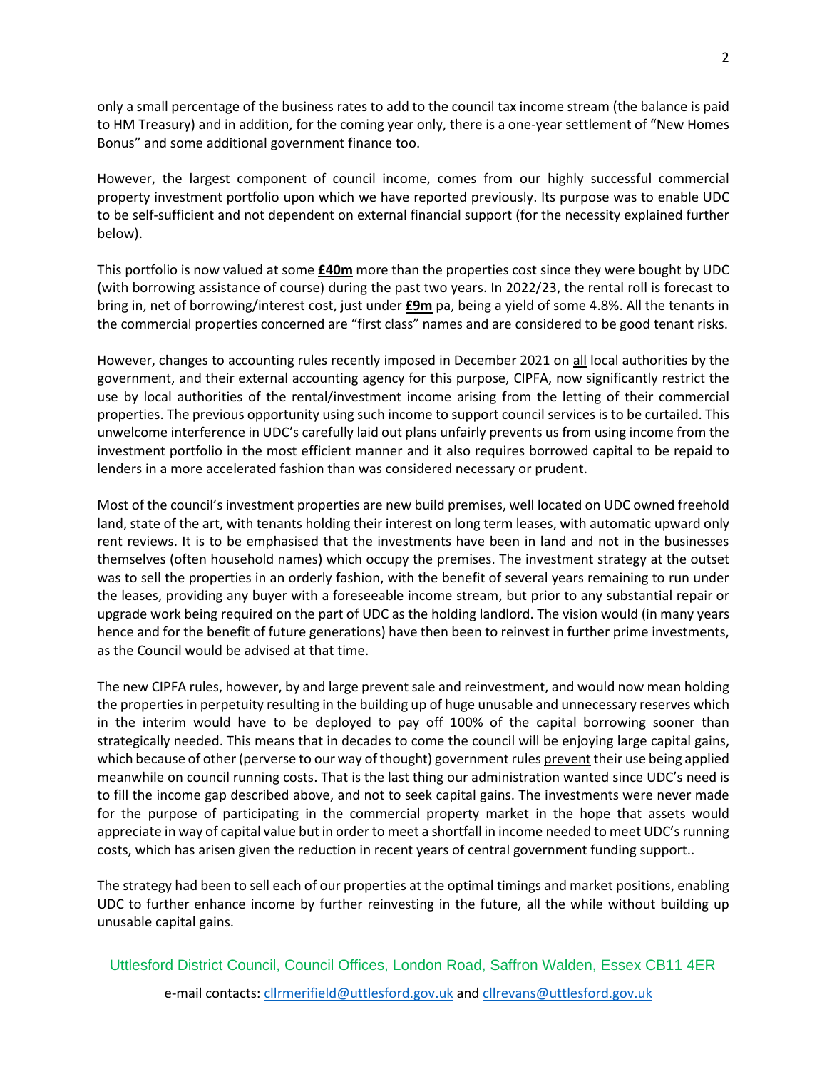only a small percentage of the business rates to add to the council tax income stream (the balance is paid to HM Treasury) and in addition, for the coming year only, there is a one-year settlement of "New Homes Bonus" and some additional government finance too.

However, the largest component of council income, comes from our highly successful commercial property investment portfolio upon which we have reported previously. Its purpose was to enable UDC to be self-sufficient and not dependent on external financial support (for the necessity explained further below).

This portfolio is now valued at some **£40m** more than the properties cost since they were bought by UDC (with borrowing assistance of course) during the past two years. In 2022/23, the rental roll is forecast to bring in, net of borrowing/interest cost, just under **£9m** pa, being a yield of some 4.8%. All the tenants in the commercial properties concerned are "first class" names and are considered to be good tenant risks.

However, changes to accounting rules recently imposed in December 2021 on all local authorities by the government, and their external accounting agency for this purpose, CIPFA, now significantly restrict the use by local authorities of the rental/investment income arising from the letting of their commercial properties. The previous opportunity using such income to support council services is to be curtailed. This unwelcome interference in UDC's carefully laid out plans unfairly prevents us from using income from the investment portfolio in the most efficient manner and it also requires borrowed capital to be repaid to lenders in a more accelerated fashion than was considered necessary or prudent.

Most of the council's investment properties are new build premises, well located on UDC owned freehold land, state of the art, with tenants holding their interest on long term leases, with automatic upward only rent reviews. It is to be emphasised that the investments have been in land and not in the businesses themselves (often household names) which occupy the premises. The investment strategy at the outset was to sell the properties in an orderly fashion, with the benefit of several years remaining to run under the leases, providing any buyer with a foreseeable income stream, but prior to any substantial repair or upgrade work being required on the part of UDC as the holding landlord. The vision would (in many years hence and for the benefit of future generations) have then been to reinvest in further prime investments, as the Council would be advised at that time.

The new CIPFA rules, however, by and large prevent sale and reinvestment, and would now mean holding the properties in perpetuity resulting in the building up of huge unusable and unnecessary reserves which in the interim would have to be deployed to pay off 100% of the capital borrowing sooner than strategically needed. This means that in decades to come the council will be enjoying large capital gains, which because of other (perverse to our way of thought) government rules prevent their use being applied meanwhile on council running costs. That is the last thing our administration wanted since UDC's need is to fill the income gap described above, and not to seek capital gains. The investments were never made for the purpose of participating in the commercial property market in the hope that assets would appreciate in way of capital value but in order to meet a shortfall in income needed to meet UDC's running costs, which has arisen given the reduction in recent years of central government funding support..

The strategy had been to sell each of our properties at the optimal timings and market positions, enabling UDC to further enhance income by further reinvesting in the future, all the while without building up unusable capital gains.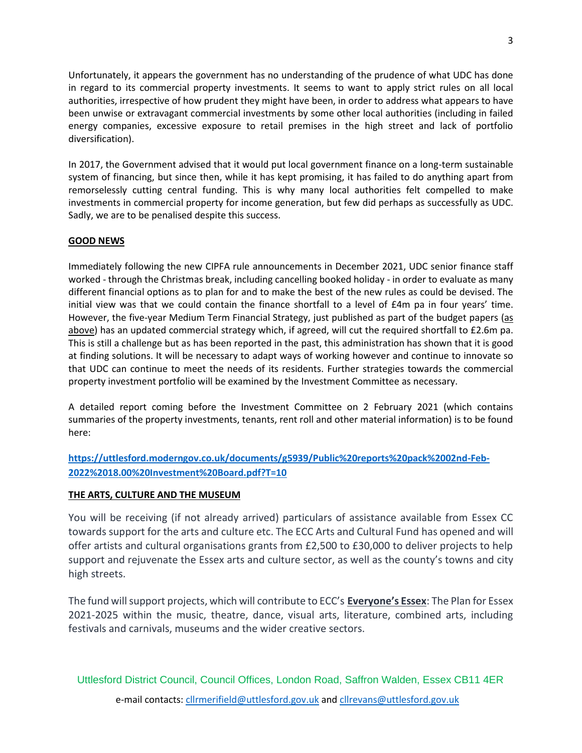Unfortunately, it appears the government has no understanding of the prudence of what UDC has done in regard to its commercial property investments. It seems to want to apply strict rules on all local authorities, irrespective of how prudent they might have been, in order to address what appears to have been unwise or extravagant commercial investments by some other local authorities (including in failed energy companies, excessive exposure to retail premises in the high street and lack of portfolio diversification).

In 2017, the Government advised that it would put local government finance on a long-term sustainable system of financing, but since then, while it has kept promising, it has failed to do anything apart from remorselessly cutting central funding. This is why many local authorities felt compelled to make investments in commercial property for income generation, but few did perhaps as successfully as UDC. Sadly, we are to be penalised despite this success.

**GOOD NEWS**

Immediately following the new CIPFA rule announcements in December 2021, UDC senior finance staff worked - through the Christmas break, including cancelling booked holiday - in order to evaluate as many different financial options as to plan for and to make the best of the new rules as could be devised. The initial view was that we could contain the finance shortfall to a level of £4m pa in four years' time. However, the five-year Medium Term Financial Strategy, just published as part of the budget papers (as above) has an updated commercial strategy which, if agreed, will cut the required shortfall to £2.6m pa. This is still a challenge but as has been reported in the past, this administration has shown that it is good at finding solutions. It will be necessary to adapt ways of working however and continue to innovate so that UDC can continue to meet the needs of its residents. Further strategies towards the commercial property investment portfolio will be examined by the Investment Committee as necessary.

A detailed report coming before the Investment Committee on 2 February 2021 (which contains summaries of the property investments, tenants, rent roll and other material information) is to be found here:

**https://uttlesford.moderngov.co.uk/documents/g5939/Public%20reports%20pack%2002nd-Feb-2022%2018.00%20Investment%20Board.pdf?T=10**

**THE ARTS, CULTURE AND THE MUSEUM**

You will be receiving (if not already arrived) particulars of assistance available from Essex CC towards support for the arts and culture etc. The ECC Arts and Cultural Fund has opened and will offer artists and cultural organisations grants from £2,500 to £30,000 to deliver projects to help support and rejuvenate the Essex arts and culture sector, as well as the county's towns and city high streets.

The fund will support projects, which will contribute to ECC's **Everyone's Essex**: The Plan for Essex 2021-2025 within the music, theatre, dance, visual arts, literature, combined arts, including festivals and carnivals, museums and the wider creative sectors.

Uttlesford District Council, Council Offices, London Road, Saffron Walden, Essex CB11 4ER

e-mail contacts: cllrmerifield@uttlesford.gov.uk and cllrevans@uttlesford.gov.uk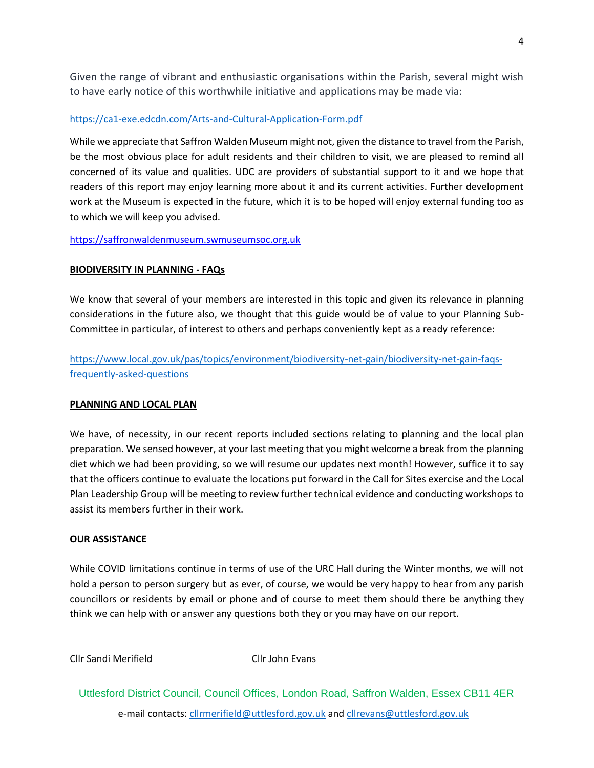Given the range of vibrant and enthusiastic organisations within the Parish, several might wish to have early notice of this worthwhile initiative and applications may be made via:

https://ca1-exe.edcdn.com/Arts-and-Cultural-Application-Form.pdf

While we appreciate that Saffron Walden Museum might not, given the distance to travel from the Parish, be the most obvious place for adult residents and their children to visit, we are pleased to remind all concerned of its value and qualities. UDC are providers of substantial support to it and we hope that readers of this report may enjoy learning more about it and its current activities. Further development work at the Museum is expected in the future, which it is to be hoped will enjoy external funding too as to which we will keep you advised.

https://saffronwaldenmuseum.swmuseumsoc.org.uk

**BIODIVERSITY IN PLANNING - FAQs**

We know that several of your members are interested in this topic and given its relevance in planning considerations in the future also, we thought that this guide would be of value to your Planning Sub-Committee in particular, of interest to others and perhaps conveniently kept as a ready reference:

https://www.local.gov.uk/pas/topics/environment/biodiversity-net-gain/biodiversity-net-gain-faqs-frequently-asked-questions

**PLANNING AND LOCAL PLAN**

We have, of necessity, in our recent reports included sections relating to planning and the local plan preparation. We sensed however, at your last meeting that you might welcome a break from the planning diet which we had been providing, so we will resume our updates next month! However, suffice it to say that the officers continue to evaluate the locations put forward in the Call for Sites exercise and the Local Plan Leadership Group will be meeting to review further technical evidence and conducting workshops to assist its members further in their work.

**OUR ASSISTANCE**

While COVID limitations continue in terms of use of the URC Hall during the Winter months, we will not hold a person to person surgery but as ever, of course, we would be very happy to hear from any parish councillors or residents by email or phone and of course to meet them should there be anything they think we can help with or answer any questions both they or you may have on our report.

Cllr Sandi Merifield Cllr John Evans

Uttlesford District Council, Council Offices, London Road, Saffron Walden, Essex CB11 4ER

e-mail contacts: cllrmerifield@uttlesford.gov.uk and cllrevans@uttlesford.gov.uk